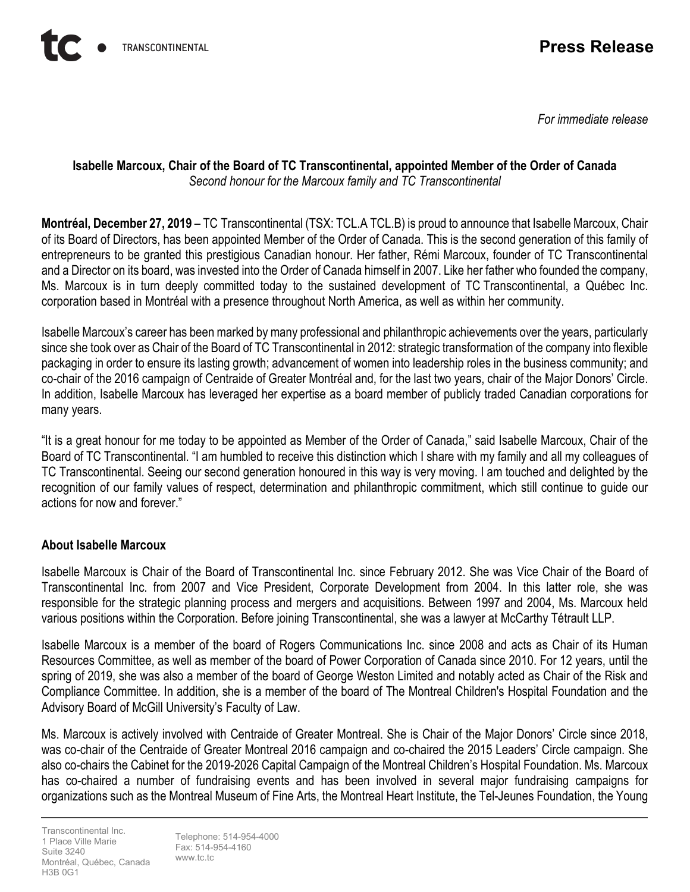**Press Release**

*For immediate release*

**Isabelle Marcoux, Chair of the Board of TC Transcontinental, appointed Member of the Order of Canada**
*Second honour for the Marcoux family and TC Transcontinental*

**Montréal, December 27, 2019** – TC Transcontinental (TSX: TCL.A TCL.B) is proud to announce that Isabelle Marcoux, Chair of its Board of Directors, has been appointed Member of the Order of Canada. This is the second generation of this family of entrepreneurs to be granted this prestigious Canadian honour. Her father, Rémi Marcoux, founder of TC Transcontinental and a Director on its board, was invested into the Order of Canada himself in 2007. Like her father who founded the company, Ms. Marcoux is in turn deeply committed today to the sustained development of TC Transcontinental, a Québec Inc. corporation based in Montréal with a presence throughout North America, as well as within her community.

Isabelle Marcoux's career has been marked by many professional and philanthropic achievements over the years, particularly since she took over as Chair of the Board of TC Transcontinental in 2012: strategic transformation of the company into flexible packaging in order to ensure its lasting growth; advancement of women into leadership roles in the business community; and co-chair of the 2016 campaign of Centraide of Greater Montréal and, for the last two years, chair of the Major Donors' Circle. In addition, Isabelle Marcoux has leveraged her expertise as a board member of publicly traded Canadian corporations for many years.

"It is a great honour for me today to be appointed as Member of the Order of Canada," said Isabelle Marcoux, Chair of the Board of TC Transcontinental. "I am humbled to receive this distinction which I share with my family and all my colleagues of TC Transcontinental. Seeing our second generation honoured in this way is very moving. I am touched and delighted by the recognition of our family values of respect, determination and philanthropic commitment, which still continue to guide our actions for now and forever."

## About Isabelle Marcoux

Isabelle Marcoux is Chair of the Board of Transcontinental Inc. since February 2012. She was Vice Chair of the Board of Transcontinental Inc. from 2007 and Vice President, Corporate Development from 2004. In this latter role, she was responsible for the strategic planning process and mergers and acquisitions. Between 1997 and 2004, Ms. Marcoux held various positions within the Corporation. Before joining Transcontinental, she was a lawyer at McCarthy Tétrault LLP.

Isabelle Marcoux is a member of the board of Rogers Communications Inc. since 2008 and acts as Chair of its Human Resources Committee, as well as member of the board of Power Corporation of Canada since 2010. For 12 years, until the spring of 2019, she was also a member of the board of George Weston Limited and notably acted as Chair of the Risk and Compliance Committee. In addition, she is a member of the board of The Montreal Children's Hospital Foundation and the Advisory Board of McGill University's Faculty of Law.

Ms. Marcoux is actively involved with Centraide of Greater Montreal. She is Chair of the Major Donors' Circle since 2018, was co-chair of the Centraide of Greater Montreal 2016 campaign and co-chaired the 2015 Leaders' Circle campaign. She also co-chairs the Cabinet for the 2019-2026 Capital Campaign of the Montreal Children's Hospital Foundation. Ms. Marcoux has co-chaired a number of fundraising events and has been involved in several major fundraising campaigns for organizations such as the Montreal Museum of Fine Arts, the Montreal Heart Institute, the Tel-Jeunes Foundation, the Young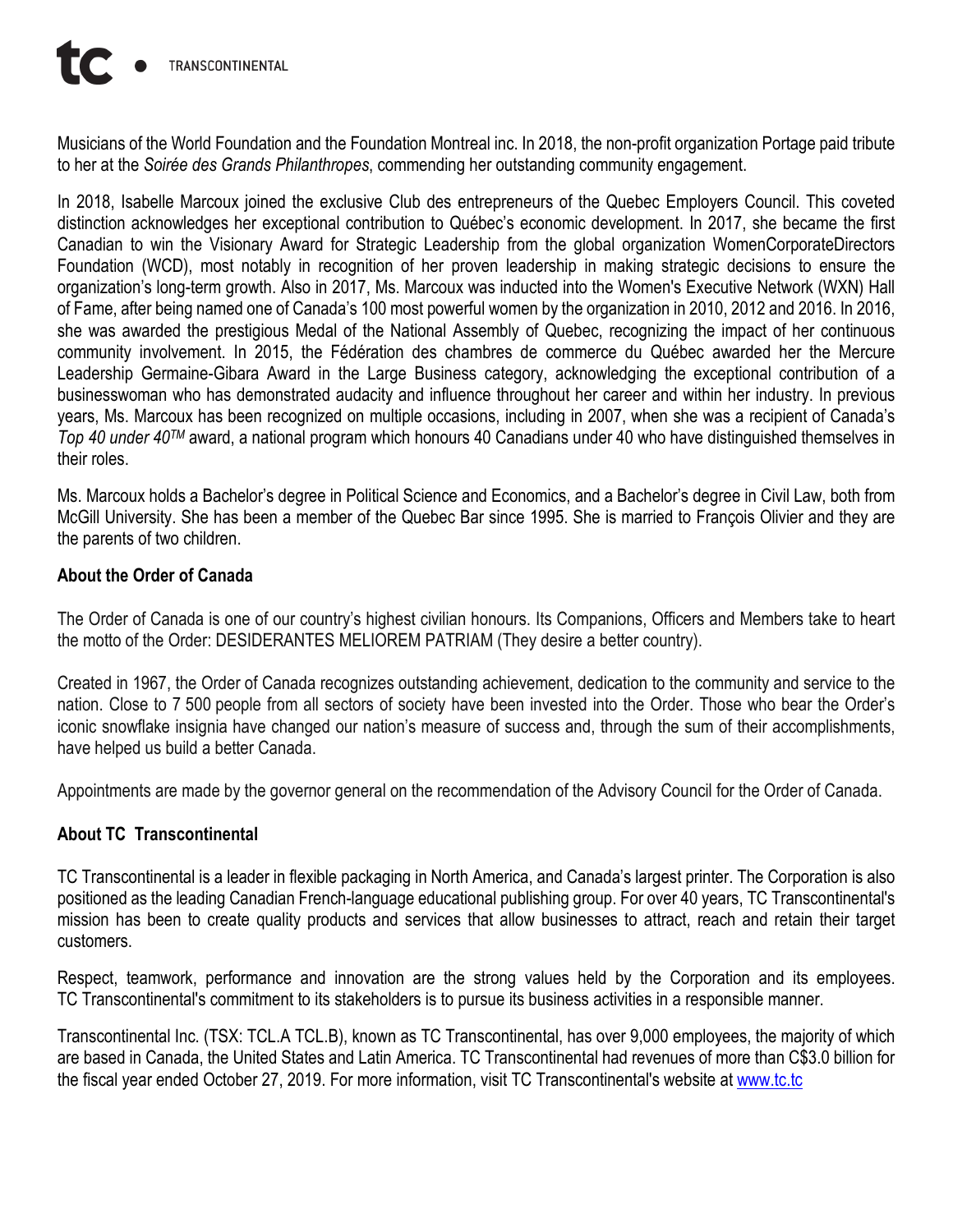Musicians of the World Foundation and the Foundation Montreal inc. In 2018, the non-profit organization Portage paid tribute to her at the *Soirée des Grands Philanthropes*, commending her outstanding community engagement.

In 2018, Isabelle Marcoux joined the exclusive Club des entrepreneurs of the Quebec Employers Council. This coveted distinction acknowledges her exceptional contribution to Québec's economic development. In 2017, she became the first Canadian to win the Visionary Award for Strategic Leadership from the global organization WomenCorporateDirectors Foundation (WCD), most notably in recognition of her proven leadership in making strategic decisions to ensure the organization's long-term growth. Also in 2017, Ms. Marcoux was inducted into the Women's Executive Network (WXN) Hall of Fame, after being named one of Canada's 100 most powerful women by the organization in 2010, 2012 and 2016. In 2016, she was awarded the prestigious Medal of the National Assembly of Quebec, recognizing the impact of her continuous community involvement. In 2015, the Fédération des chambres de commerce du Québec awarded her the Mercure Leadership Germaine-Gibara Award in the Large Business category, acknowledging the exceptional contribution of a businesswoman who has demonstrated audacity and influence throughout her career and within her industry. In previous years, Ms. Marcoux has been recognized on multiple occasions, including in 2007, when she was a recipient of Canada's *Top 40 under 40™* award, a national program which honours 40 Canadians under 40 who have distinguished themselves in their roles.

Ms. Marcoux holds a Bachelor's degree in Political Science and Economics, and a Bachelor's degree in Civil Law, both from McGill University. She has been a member of the Quebec Bar since 1995. She is married to François Olivier and they are the parents of two children.

**About the Order of Canada**

The Order of Canada is one of our country's highest civilian honours. Its Companions, Officers and Members take to heart the motto of the Order: DESIDERANTES MELIOREM PATRIAM (They desire a better country).

Created in 1967, the Order of Canada recognizes outstanding achievement, dedication to the community and service to the nation. Close to 7 500 people from all sectors of society have been invested into the Order. Those who bear the Order's iconic snowflake insignia have changed our nation's measure of success and, through the sum of their accomplishments, have helped us build a better Canada.

Appointments are made by the governor general on the recommendation of the Advisory Council for the Order of Canada.

**About TC Transcontinental**

TC Transcontinental is a leader in flexible packaging in North America, and Canada's largest printer. The Corporation is also positioned as the leading Canadian French-language educational publishing group. For over 40 years, TC Transcontinental's mission has been to create quality products and services that allow businesses to attract, reach and retain their target customers.

Respect, teamwork, performance and innovation are the strong values held by the Corporation and its employees. TC Transcontinental's commitment to its stakeholders is to pursue its business activities in a responsible manner.

Transcontinental Inc. (TSX: TCL.A TCL.B), known as TC Transcontinental, has over 9,000 employees, the majority of which are based in Canada, the United States and Latin America. TC Transcontinental had revenues of more than C$3.0 billion for the fiscal year ended October 27, 2019. For more information, visit TC Transcontinental's website at www.tc.tc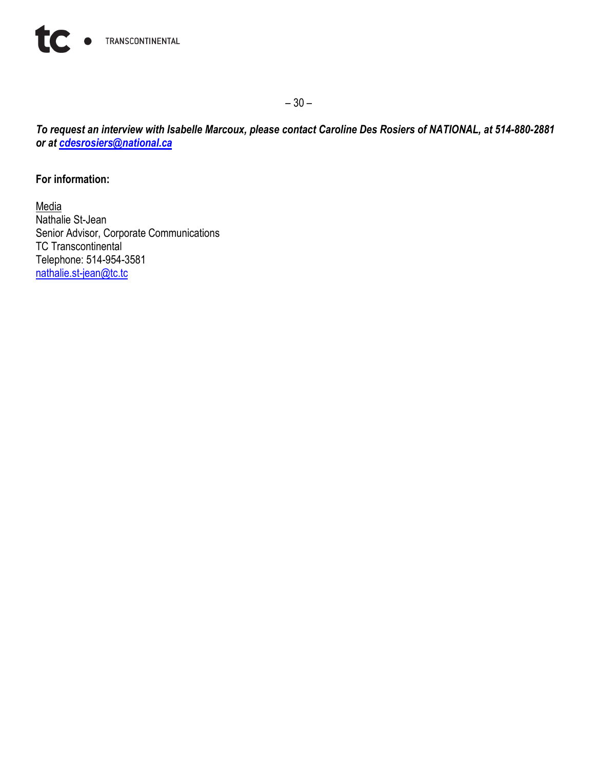– 30 –

***To request an interview with Isabelle Marcoux, please contact Caroline Des Rosiers of NATIONAL, at 514-880-2881 or at cdesrosiers@national.ca***

**For information:**

Media
Nathalie St-Jean
Senior Advisor, Corporate Communications
TC Transcontinental
Telephone: 514-954-3581
nathalie.st-jean@tc.tc